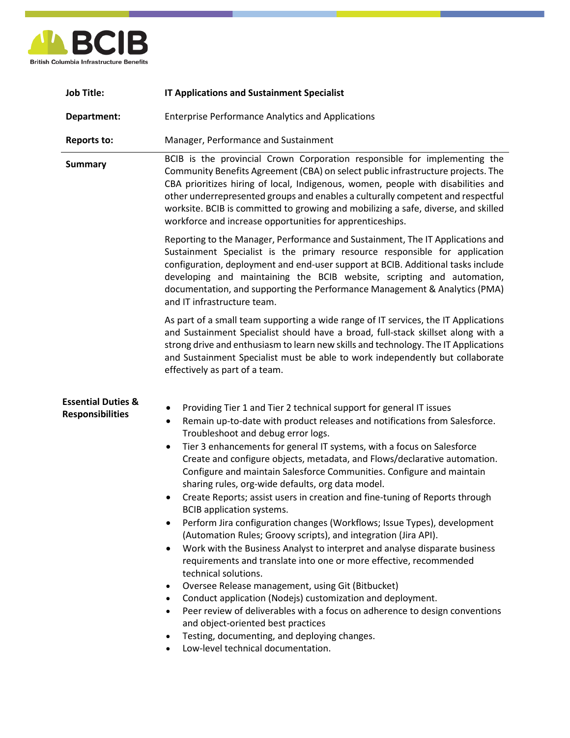**BCIB**
British Columbia Infrastructure Benefits

| | |
|---|---|
| **Job Title:** | **IT Applications and Sustainment Specialist** |
| **Department:** | Enterprise Performance Analytics and Applications |
| **Reports to:** | Manager, Performance and Sustainment |

**Summary**

BCIB is the provincial Crown Corporation responsible for implementing the Community Benefits Agreement (CBA) on select public infrastructure projects. The CBA prioritizes hiring of local, Indigenous, women, people with disabilities and other underrepresented groups and enables a culturally competent and respectful worksite. BCIB is committed to growing and mobilizing a safe, diverse, and skilled workforce and increase opportunities for apprenticeships.

Reporting to the Manager, Performance and Sustainment, The IT Applications and Sustainment Specialist is the primary resource responsible for application configuration, deployment and end-user support at BCIB. Additional tasks include developing and maintaining the BCIB website, scripting and automation, documentation, and supporting the Performance Management & Analytics (PMA) and IT infrastructure team.

As part of a small team supporting a wide range of IT services, the IT Applications and Sustainment Specialist should have a broad, full-stack skillset along with a strong drive and enthusiasm to learn new skills and technology. The IT Applications and Sustainment Specialist must be able to work independently but collaborate effectively as part of a team.

**Essential Duties & Responsibilities**

- Providing Tier 1 and Tier 2 technical support for general IT issues
- Remain up-to-date with product releases and notifications from Salesforce. Troubleshoot and debug error logs.
- Tier 3 enhancements for general IT systems, with a focus on Salesforce Create and configure objects, metadata, and Flows/declarative automation. Configure and maintain Salesforce Communities. Configure and maintain sharing rules, org-wide defaults, org data model.
- Create Reports; assist users in creation and fine-tuning of Reports through BCIB application systems.
- Perform Jira configuration changes (Workflows; Issue Types), development (Automation Rules; Groovy scripts), and integration (Jira API).
- Work with the Business Analyst to interpret and analyse disparate business requirements and translate into one or more effective, recommended technical solutions.
- Oversee Release management, using Git (Bitbucket)
- Conduct application (Nodejs) customization and deployment.
- Peer review of deliverables with a focus on adherence to design conventions and object-oriented best practices
- Testing, documenting, and deploying changes.
- Low-level technical documentation.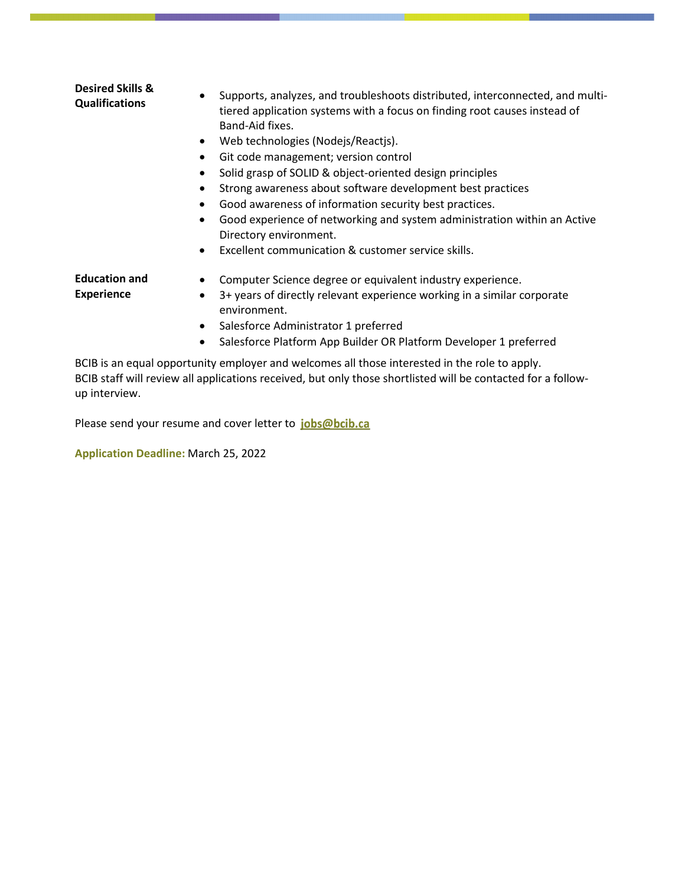**Desired Skills & Qualifications**

- Supports, analyzes, and troubleshoots distributed, interconnected, and multi-tiered application systems with a focus on finding root causes instead of Band-Aid fixes.
- Web technologies (Nodejs/Reactjs).
- Git code management; version control
- Solid grasp of SOLID & object-oriented design principles
- Strong awareness about software development best practices
- Good awareness of information security best practices.
- Good experience of networking and system administration within an Active Directory environment.
- Excellent communication & customer service skills.

**Education and Experience**

- Computer Science degree or equivalent industry experience.
- 3+ years of directly relevant experience working in a similar corporate environment.
- Salesforce Administrator 1 preferred
- Salesforce Platform App Builder OR Platform Developer 1 preferred

BCIB is an equal opportunity employer and welcomes all those interested in the role to apply. BCIB staff will review all applications received, but only those shortlisted will be contacted for a follow-up interview.

Please send your resume and cover letter to **jobs@bcib.ca**

**Application Deadline:** March 25, 2022